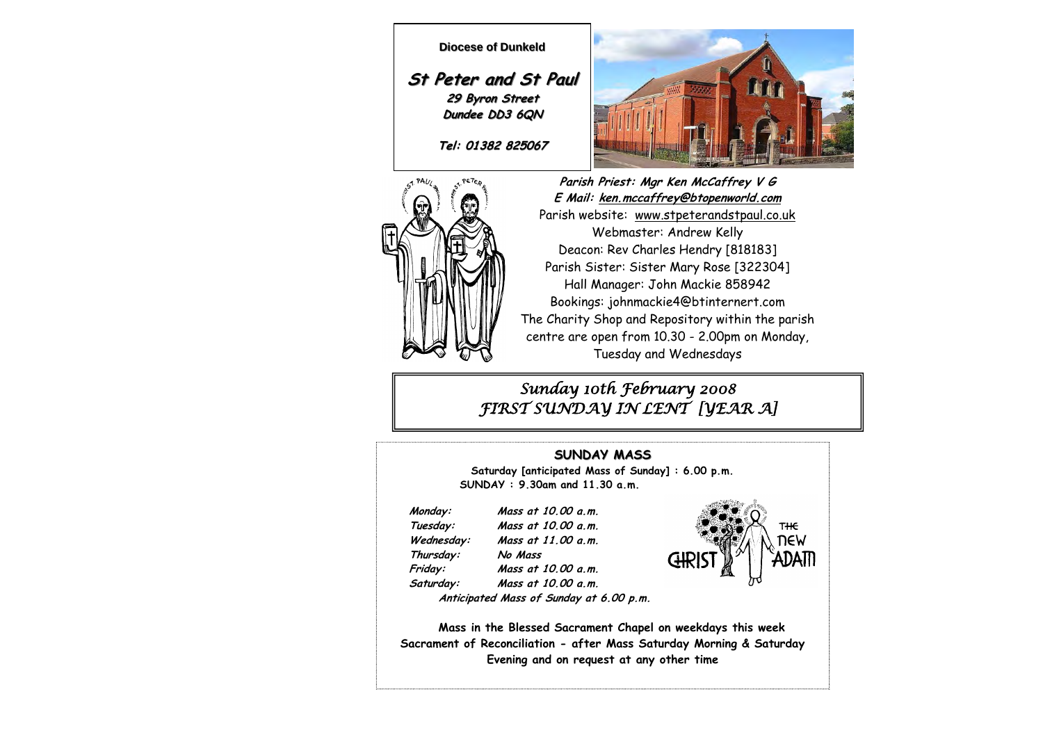**Diocese of Dunkeld**

# St Peter and St Paul

**29 Byron Street**
**Dundee DD3 6QN**

**Tel: 01382 825067**

**Parish Priest: Mgr Ken McCaffrey V G**
**E Mail: ken.mccaffrey@btopenworld.com**
Parish website: www.stpeterandstpaul.co.uk
Webmaster: Andrew Kelly
Deacon: Rev Charles Hendry [818183]
Parish Sister: Sister Mary Rose [322304]
Hall Manager: John Mackie 858942
Bookings: johnmackie4@btinternert.com
The Charity Shop and Repository within the parish centre are open from 10.30 - 2.00pm on Monday, Tuesday and Wednesdays

## *Sunday 10th February 2008*
## *FIRST SUNDAY IN LENT [YEAR A]*

### SUNDAY MASS

**Saturday [anticipated Mass of Sunday] : 6.00 p.m.**
**SUNDAY : 9.30am and 11.30 a.m.**

| | |
|---|---|
| ***Monday:*** | ***Mass at 10.00 a.m.*** |
| ***Tuesday:*** | ***Mass at 10.00 a.m.*** |
| ***Wednesday:*** | ***Mass at 11.00 a.m.*** |
| ***Thursday:*** | ***No Mass*** |
| ***Friday:*** | ***Mass at 10.00 a.m.*** |
| ***Saturday:*** | ***Mass at 10.00 a.m.*** |
| | ***Anticipated Mass of Sunday at 6.00 p.m.*** |

THE NEW CHRIST ADAM

**Mass in the Blessed Sacrament Chapel on weekdays this week**
**Sacrament of Reconciliation - after Mass Saturday Morning & Saturday Evening and on request at any other time**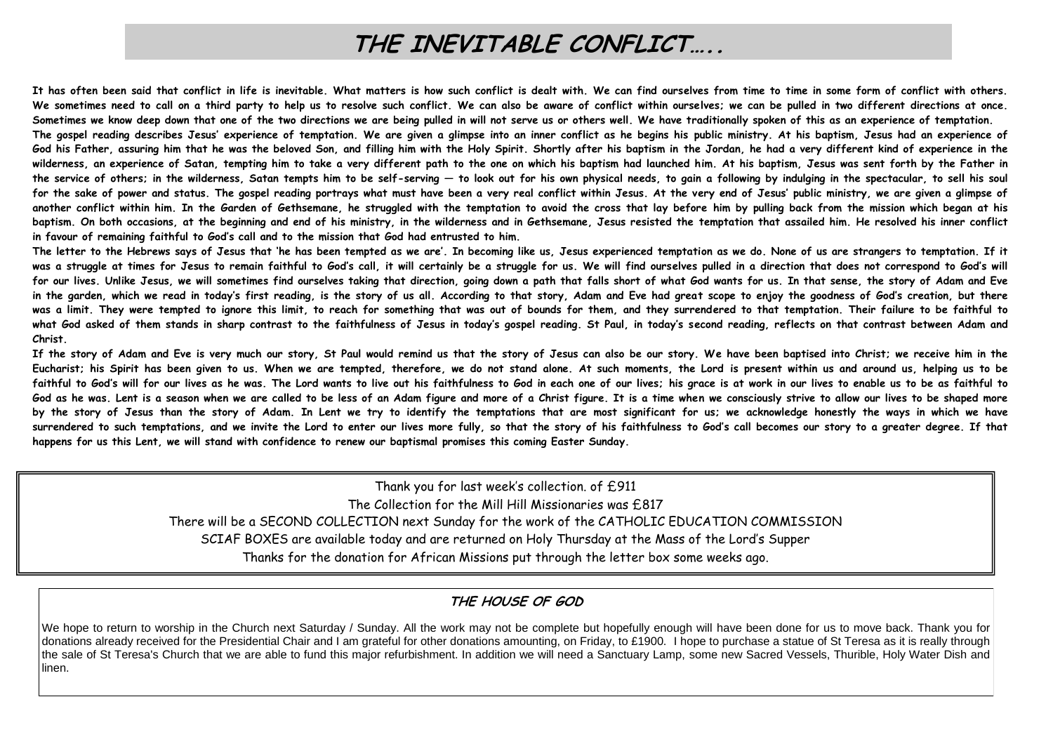# THE INEVITABLE CONFLICT…..

**It has often been said that conflict in life is inevitable. What matters is how such conflict is dealt with. We can find ourselves from time to time in some form of conflict with others. We sometimes need to call on a third party to help us to resolve such conflict. We can also be aware of conflict within ourselves; we can be pulled in two different directions at once. Sometimes we know deep down that one of the two directions we are being pulled in will not serve us or others well. We have traditionally spoken of this as an experience of temptation.**

**The gospel reading describes Jesus' experience of temptation. We are given a glimpse into an inner conflict as he begins his public ministry. At his baptism, Jesus had an experience of God his Father, assuring him that he was the beloved Son, and filling him with the Holy Spirit. Shortly after his baptism in the Jordan, he had a very different kind of experience in the wilderness, an experience of Satan, tempting him to take a very different path to the one on which his baptism had launched him. At his baptism, Jesus was sent forth by the Father in the service of others; in the wilderness, Satan tempts him to be self-serving — to look out for his own physical needs, to gain a following by indulging in the spectacular, to sell his soul for the sake of power and status. The gospel reading portrays what must have been a very real conflict within Jesus. At the very end of Jesus' public ministry, we are given a glimpse of another conflict within him. In the Garden of Gethsemane, he struggled with the temptation to avoid the cross that lay before him by pulling back from the mission which began at his baptism. On both occasions, at the beginning and end of his ministry, in the wilderness and in Gethsemane, Jesus resisted the temptation that assailed him. He resolved his inner conflict in favour of remaining faithful to God's call and to the mission that God had entrusted to him.**

**The letter to the Hebrews says of Jesus that 'he has been tempted as we are'. In becoming like us, Jesus experienced temptation as we do. None of us are strangers to temptation. If it was a struggle at times for Jesus to remain faithful to God's call, it will certainly be a struggle for us. We will find ourselves pulled in a direction that does not correspond to God's will for our lives. Unlike Jesus, we will sometimes find ourselves taking that direction, going down a path that falls short of what God wants for us. In that sense, the story of Adam and Eve in the garden, which we read in today's first reading, is the story of us all. According to that story, Adam and Eve had great scope to enjoy the goodness of God's creation, but there was a limit. They were tempted to ignore this limit, to reach for something that was out of bounds for them, and they surrendered to that temptation. Their failure to be faithful to what God asked of them stands in sharp contrast to the faithfulness of Jesus in today's gospel reading. St Paul, in today's second reading, reflects on that contrast between Adam and Christ.**

**If the story of Adam and Eve is very much our story, St Paul would remind us that the story of Jesus can also be our story. We have been baptised into Christ; we receive him in the Eucharist; his Spirit has been given to us. When we are tempted, therefore, we do not stand alone. At such moments, the Lord is present within us and around us, helping us to be faithful to God's will for our lives as he was. The Lord wants to live out his faithfulness to God in each one of our lives; his grace is at work in our lives to enable us to be as faithful to God as he was. Lent is a season when we are called to be less of an Adam figure and more of a Christ figure. It is a time when we consciously strive to allow our lives to be shaped more by the story of Jesus than the story of Adam. In Lent we try to identify the temptations that are most significant for us; we acknowledge honestly the ways in which we have surrendered to such temptations, and we invite the Lord to enter our lives more fully, so that the story of his faithfulness to God's call becomes our story to a greater degree. If that happens for us this Lent, we will stand with confidence to renew our baptismal promises this coming Easter Sunday.**

Thank you for last week's collection. of £911

The Collection for the Mill Hill Missionaries was £817

There will be a SECOND COLLECTION next Sunday for the work of the CATHOLIC EDUCATION COMMISSION

SCIAF BOXES are available today and are returned on Holy Thursday at the Mass of the Lord's Supper

Thanks for the donation for African Missions put through the letter box some weeks ago.

### THE HOUSE OF GOD

We hope to return to worship in the Church next Saturday / Sunday. All the work may not be complete but hopefully enough will have been done for us to move back. Thank you for donations already received for the Presidential Chair and I am grateful for other donations amounting, on Friday, to £1900. I hope to purchase a statue of St Teresa as it is really through the sale of St Teresa's Church that we are able to fund this major refurbishment. In addition we will need a Sanctuary Lamp, some new Sacred Vessels, Thurible, Holy Water Dish and linen.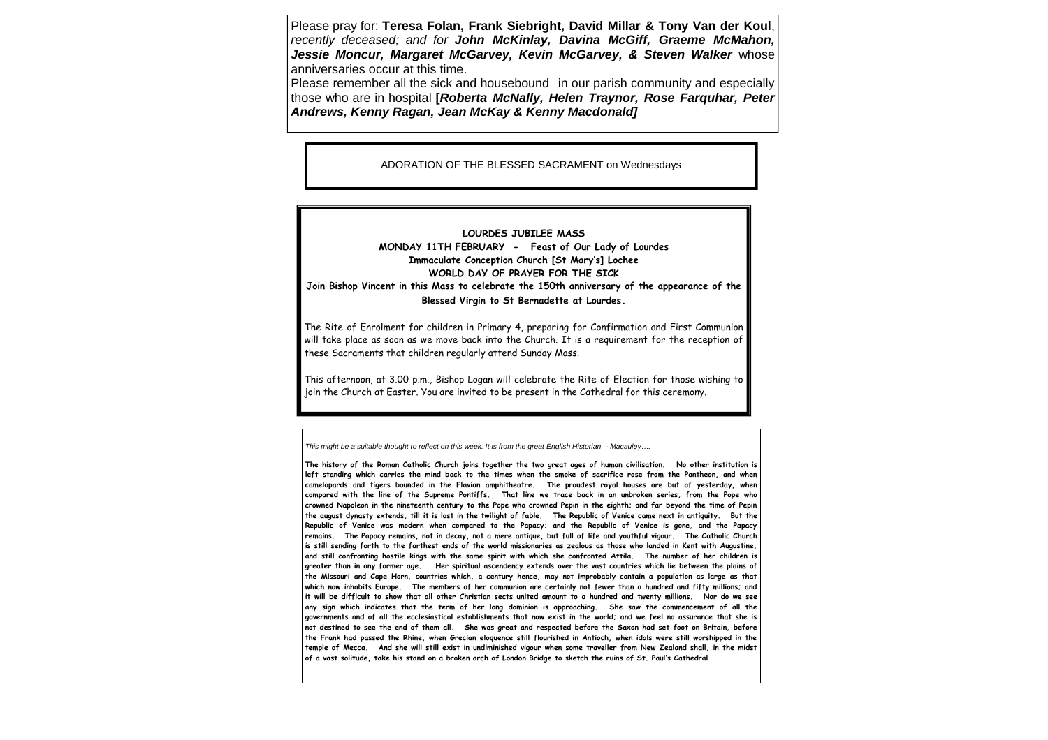Please pray for: **Teresa Folan, Frank Siebright, David Millar & Tony Van der Koul**, *recently deceased; and for* ***John McKinlay, Davina McGiff, Graeme McMahon, Jessie Moncur, Margaret McGarvey, Kevin McGarvey, & Steven Walker*** whose anniversaries occur at this time.

Please remember all the sick and housebound in our parish community and especially those who are in hospital **[*Roberta McNally, Helen Traynor, Rose Farquhar, Peter Andrews, Kenny Ragan, Jean McKay & Kenny Macdonald*]**

ADORATION OF THE BLESSED SACRAMENT on Wednesdays

**LOURDES JUBILEE MASS**
**MONDAY 11TH FEBRUARY - Feast of Our Lady of Lourdes**
**Immaculate Conception Church [St Mary's] Lochee**
**WORLD DAY OF PRAYER FOR THE SICK**
**Join Bishop Vincent in this Mass to celebrate the 150th anniversary of the appearance of the Blessed Virgin to St Bernadette at Lourdes.**

The Rite of Enrolment for children in Primary 4, preparing for Confirmation and First Communion will take place as soon as we move back into the Church. It is a requirement for the reception of these Sacraments that children regularly attend Sunday Mass.

This afternoon, at 3.00 p.m., Bishop Logan will celebrate the Rite of Election for those wishing to join the Church at Easter. You are invited to be present in the Cathedral for this ceremony.

*This might be a suitable thought to reflect on this week. It is from the great English Historian - Macauley….*

**The history of the Roman Catholic Church joins together the two great ages of human civilisation. No other institution is left standing which carries the mind back to the times when the smoke of sacrifice rose from the Pantheon, and when camelopards and tigers bounded in the Flavian amphitheatre. The proudest royal houses are but of yesterday, when compared with the line of the Supreme Pontiffs. That line we trace back in an unbroken series, from the Pope who crowned Napoleon in the nineteenth century to the Pope who crowned Pepin in the eighth; and far beyond the time of Pepin the august dynasty extends, till it is lost in the twilight of fable. The Republic of Venice came next in antiquity. But the Republic of Venice was modern when compared to the Papacy; and the Republic of Venice is gone, and the Papacy remains. The Papacy remains, not in decay, not a mere antique, but full of life and youthful vigour. The Catholic Church is still sending forth to the farthest ends of the world missionaries as zealous as those who landed in Kent with Augustine, and still confronting hostile kings with the same spirit with which she confronted Attila. The number of her children is greater than in any former age. Her spiritual ascendency extends over the vast countries which lie between the plains of the Missouri and Cape Horn, countries which, a century hence, may not improbably contain a population as large as that which now inhabits Europe. The members of her communion are certainly not fewer than a hundred and fifty millions; and it will be difficult to show that all other Christian sects united amount to a hundred and twenty millions. Nor do we see any sign which indicates that the term of her long dominion is approaching. She saw the commencement of all the governments and of all the ecclesiastical establishments that now exist in the world; and we feel no assurance that she is not destined to see the end of them all. She was great and respected before the Saxon had set foot on Britain, before the Frank had passed the Rhine, when Grecian eloquence still flourished in Antioch, when idols were still worshipped in the temple of Mecca. And she will still exist in undiminished vigour when some traveller from New Zealand shall, in the midst of a vast solitude, take his stand on a broken arch of London Bridge to sketch the ruins of St. Paul's Cathedral**